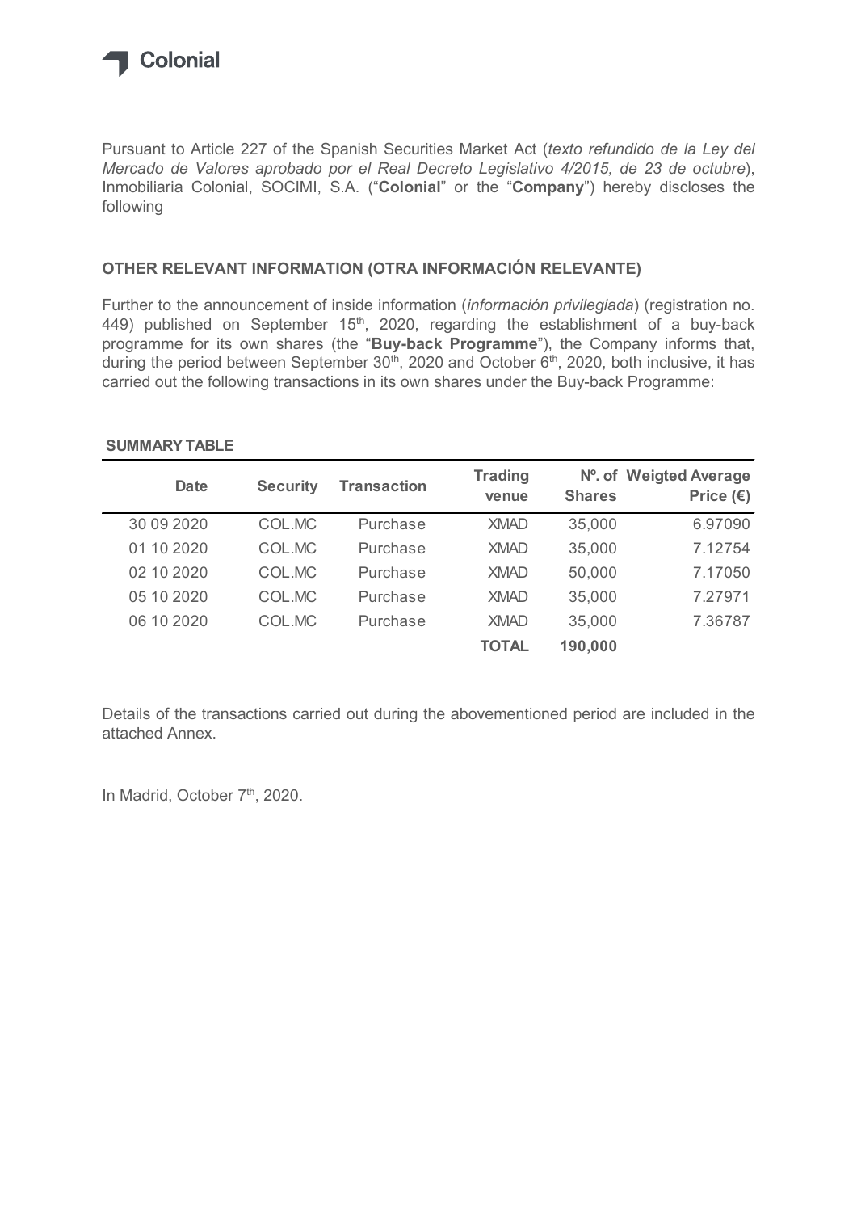Colonial

Pursuant to Article 227 of the Spanish Securities Market Act (*texto refundido de la Ley del Mercado de Valores aprobado por el Real Decreto Legislativo 4/2015, de 23 de octubre*), Inmobiliaria Colonial, SOCIMI, S.A. ("**Colonial**" or the "**Company**") hereby discloses the following

## OTHER RELEVANT INFORMATION (OTRA INFORMACIÓN RELEVANTE)

Further to the announcement of inside information (*información privilegiada*) (registration no. 449) published on September 15th, 2020, regarding the establishment of a buy-back programme for its own shares (the "**Buy-back Programme**"), the Company informs that, during the period between September 30th, 2020 and October 6th, 2020, both inclusive, it has carried out the following transactions in its own shares under the Buy-back Programme:

**SUMMARY TABLE**

| Date | Security | Transaction | Trading venue | Nº. of Shares | Weigted Average Price (€) |
|---|---|---|---|---|---|
| 30 09 2020 | COL.MC | Purchase | XMAD | 35,000 | 6.97090 |
| 01 10 2020 | COL.MC | Purchase | XMAD | 35,000 | 7.12754 |
| 02 10 2020 | COL.MC | Purchase | XMAD | 50,000 | 7.17050 |
| 05 10 2020 | COL.MC | Purchase | XMAD | 35,000 | 7.27971 |
| 06 10 2020 | COL.MC | Purchase | XMAD | 35,000 | 7.36787 |
| | | | **TOTAL** | **190,000** | |

Details of the transactions carried out during the abovementioned period are included in the attached Annex.

In Madrid, October 7th, 2020.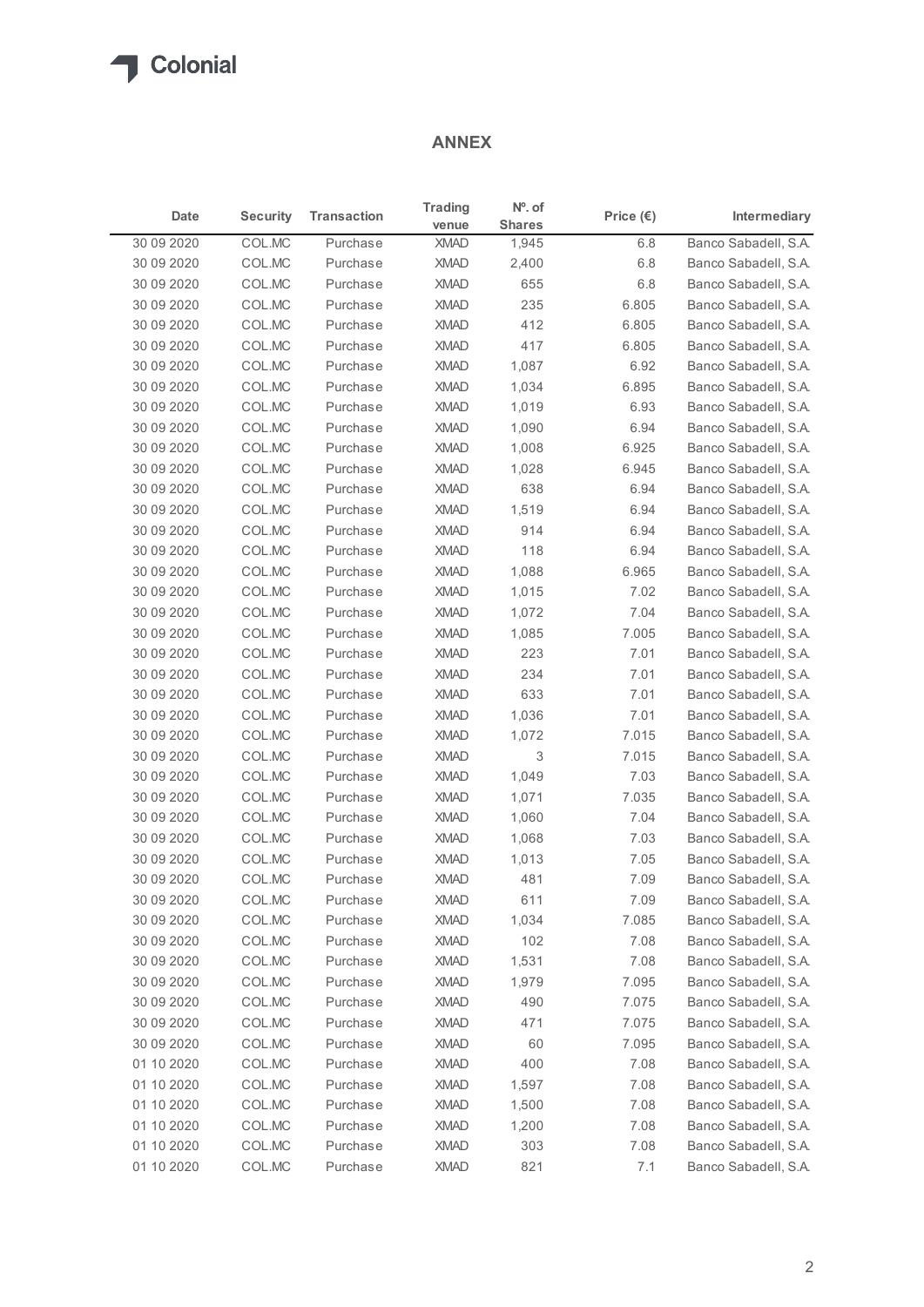## ANNEX

| Date | Security | Transaction | Trading venue | Nº. of Shares | Price (€) | Intermediary |
|---|---|---|---|---|---|---|
| 30 09 2020 | COL.MC | Purchase | XMAD | 1,945 | 6.8 | Banco Sabadell, S.A. |
| 30 09 2020 | COL.MC | Purchase | XMAD | 2,400 | 6.8 | Banco Sabadell, S.A. |
| 30 09 2020 | COL.MC | Purchase | XMAD | 655 | 6.8 | Banco Sabadell, S.A. |
| 30 09 2020 | COL.MC | Purchase | XMAD | 235 | 6.805 | Banco Sabadell, S.A. |
| 30 09 2020 | COL.MC | Purchase | XMAD | 412 | 6.805 | Banco Sabadell, S.A. |
| 30 09 2020 | COL.MC | Purchase | XMAD | 417 | 6.805 | Banco Sabadell, S.A. |
| 30 09 2020 | COL.MC | Purchase | XMAD | 1,087 | 6.92 | Banco Sabadell, S.A. |
| 30 09 2020 | COL.MC | Purchase | XMAD | 1,034 | 6.895 | Banco Sabadell, S.A. |
| 30 09 2020 | COL.MC | Purchase | XMAD | 1,019 | 6.93 | Banco Sabadell, S.A. |
| 30 09 2020 | COL.MC | Purchase | XMAD | 1,090 | 6.94 | Banco Sabadell, S.A. |
| 30 09 2020 | COL.MC | Purchase | XMAD | 1,008 | 6.925 | Banco Sabadell, S.A. |
| 30 09 2020 | COL.MC | Purchase | XMAD | 1,028 | 6.945 | Banco Sabadell, S.A. |
| 30 09 2020 | COL.MC | Purchase | XMAD | 638 | 6.94 | Banco Sabadell, S.A. |
| 30 09 2020 | COL.MC | Purchase | XMAD | 1,519 | 6.94 | Banco Sabadell, S.A. |
| 30 09 2020 | COL.MC | Purchase | XMAD | 914 | 6.94 | Banco Sabadell, S.A. |
| 30 09 2020 | COL.MC | Purchase | XMAD | 118 | 6.94 | Banco Sabadell, S.A. |
| 30 09 2020 | COL.MC | Purchase | XMAD | 1,088 | 6.965 | Banco Sabadell, S.A. |
| 30 09 2020 | COL.MC | Purchase | XMAD | 1,015 | 7.02 | Banco Sabadell, S.A. |
| 30 09 2020 | COL.MC | Purchase | XMAD | 1,072 | 7.04 | Banco Sabadell, S.A. |
| 30 09 2020 | COL.MC | Purchase | XMAD | 1,085 | 7.005 | Banco Sabadell, S.A. |
| 30 09 2020 | COL.MC | Purchase | XMAD | 223 | 7.01 | Banco Sabadell, S.A. |
| 30 09 2020 | COL.MC | Purchase | XMAD | 234 | 7.01 | Banco Sabadell, S.A. |
| 30 09 2020 | COL.MC | Purchase | XMAD | 633 | 7.01 | Banco Sabadell, S.A. |
| 30 09 2020 | COL.MC | Purchase | XMAD | 1,036 | 7.01 | Banco Sabadell, S.A. |
| 30 09 2020 | COL.MC | Purchase | XMAD | 1,072 | 7.015 | Banco Sabadell, S.A. |
| 30 09 2020 | COL.MC | Purchase | XMAD | 3 | 7.015 | Banco Sabadell, S.A. |
| 30 09 2020 | COL.MC | Purchase | XMAD | 1,049 | 7.03 | Banco Sabadell, S.A. |
| 30 09 2020 | COL.MC | Purchase | XMAD | 1,071 | 7.035 | Banco Sabadell, S.A. |
| 30 09 2020 | COL.MC | Purchase | XMAD | 1,060 | 7.04 | Banco Sabadell, S.A. |
| 30 09 2020 | COL.MC | Purchase | XMAD | 1,068 | 7.03 | Banco Sabadell, S.A. |
| 30 09 2020 | COL.MC | Purchase | XMAD | 1,013 | 7.05 | Banco Sabadell, S.A. |
| 30 09 2020 | COL.MC | Purchase | XMAD | 481 | 7.09 | Banco Sabadell, S.A. |
| 30 09 2020 | COL.MC | Purchase | XMAD | 611 | 7.09 | Banco Sabadell, S.A. |
| 30 09 2020 | COL.MC | Purchase | XMAD | 1,034 | 7.085 | Banco Sabadell, S.A. |
| 30 09 2020 | COL.MC | Purchase | XMAD | 102 | 7.08 | Banco Sabadell, S.A. |
| 30 09 2020 | COL.MC | Purchase | XMAD | 1,531 | 7.08 | Banco Sabadell, S.A. |
| 30 09 2020 | COL.MC | Purchase | XMAD | 1,979 | 7.095 | Banco Sabadell, S.A. |
| 30 09 2020 | COL.MC | Purchase | XMAD | 490 | 7.075 | Banco Sabadell, S.A. |
| 30 09 2020 | COL.MC | Purchase | XMAD | 471 | 7.075 | Banco Sabadell, S.A. |
| 30 09 2020 | COL.MC | Purchase | XMAD | 60 | 7.095 | Banco Sabadell, S.A. |
| 01 10 2020 | COL.MC | Purchase | XMAD | 400 | 7.08 | Banco Sabadell, S.A. |
| 01 10 2020 | COL.MC | Purchase | XMAD | 1,597 | 7.08 | Banco Sabadell, S.A. |
| 01 10 2020 | COL.MC | Purchase | XMAD | 1,500 | 7.08 | Banco Sabadell, S.A. |
| 01 10 2020 | COL.MC | Purchase | XMAD | 1,200 | 7.08 | Banco Sabadell, S.A. |
| 01 10 2020 | COL.MC | Purchase | XMAD | 303 | 7.08 | Banco Sabadell, S.A. |
| 01 10 2020 | COL.MC | Purchase | XMAD | 821 | 7.1 | Banco Sabadell, S.A. |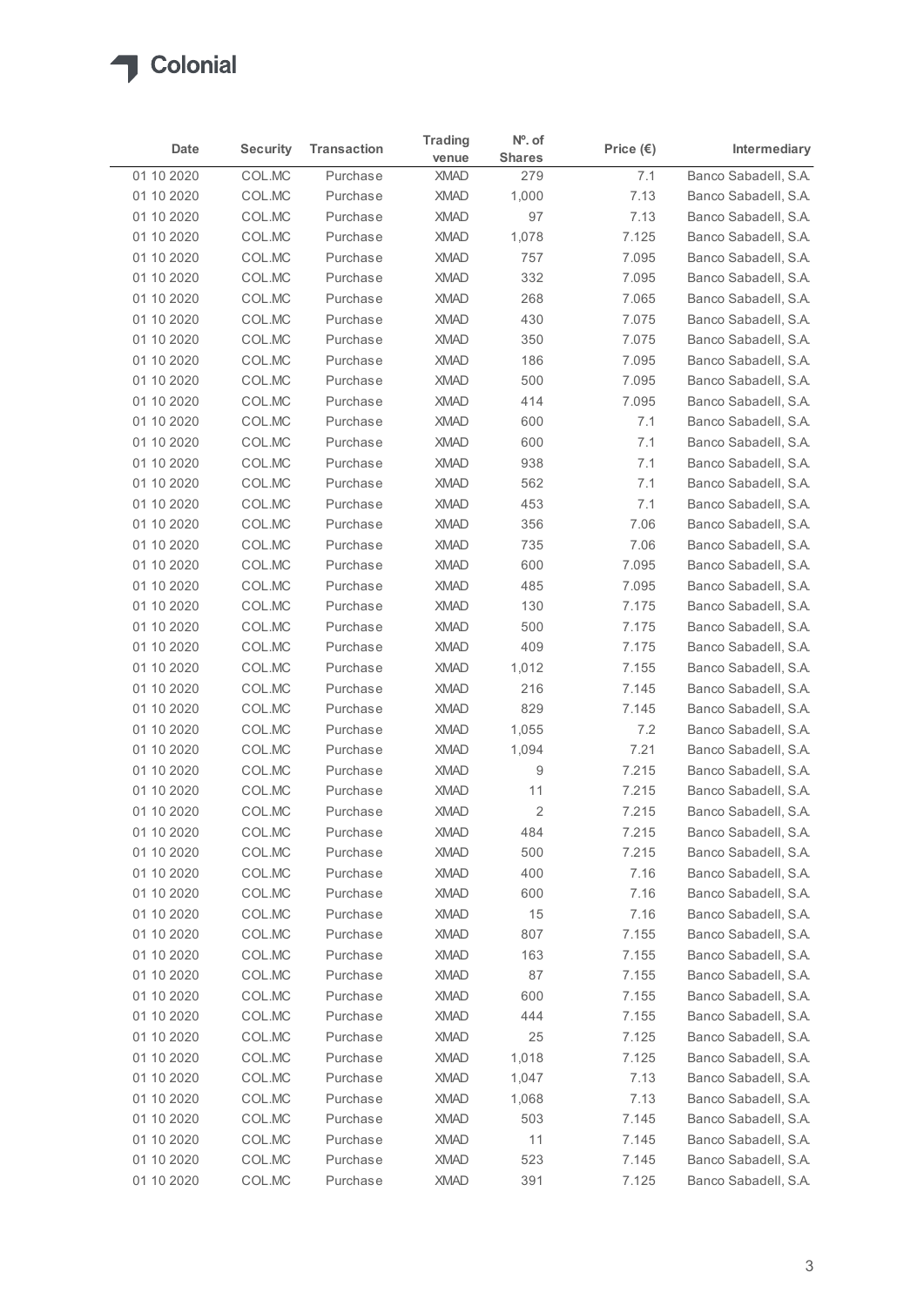| Date | Security | Transaction | Trading venue | Nº. of Shares | Price (€) | Intermediary |
|---|---|---|---|---|---|---|
| 01 10 2020 | COL.MC | Purchase | XMAD | 279 | 7.1 | Banco Sabadell, S.A. |
| 01 10 2020 | COL.MC | Purchase | XMAD | 1,000 | 7.13 | Banco Sabadell, S.A. |
| 01 10 2020 | COL.MC | Purchase | XMAD | 97 | 7.13 | Banco Sabadell, S.A. |
| 01 10 2020 | COL.MC | Purchase | XMAD | 1,078 | 7.125 | Banco Sabadell, S.A. |
| 01 10 2020 | COL.MC | Purchase | XMAD | 757 | 7.095 | Banco Sabadell, S.A. |
| 01 10 2020 | COL.MC | Purchase | XMAD | 332 | 7.095 | Banco Sabadell, S.A. |
| 01 10 2020 | COL.MC | Purchase | XMAD | 268 | 7.065 | Banco Sabadell, S.A. |
| 01 10 2020 | COL.MC | Purchase | XMAD | 430 | 7.075 | Banco Sabadell, S.A. |
| 01 10 2020 | COL.MC | Purchase | XMAD | 350 | 7.075 | Banco Sabadell, S.A. |
| 01 10 2020 | COL.MC | Purchase | XMAD | 186 | 7.095 | Banco Sabadell, S.A. |
| 01 10 2020 | COL.MC | Purchase | XMAD | 500 | 7.095 | Banco Sabadell, S.A. |
| 01 10 2020 | COL.MC | Purchase | XMAD | 414 | 7.095 | Banco Sabadell, S.A. |
| 01 10 2020 | COL.MC | Purchase | XMAD | 600 | 7.1 | Banco Sabadell, S.A. |
| 01 10 2020 | COL.MC | Purchase | XMAD | 600 | 7.1 | Banco Sabadell, S.A. |
| 01 10 2020 | COL.MC | Purchase | XMAD | 938 | 7.1 | Banco Sabadell, S.A. |
| 01 10 2020 | COL.MC | Purchase | XMAD | 562 | 7.1 | Banco Sabadell, S.A. |
| 01 10 2020 | COL.MC | Purchase | XMAD | 453 | 7.1 | Banco Sabadell, S.A. |
| 01 10 2020 | COL.MC | Purchase | XMAD | 356 | 7.06 | Banco Sabadell, S.A. |
| 01 10 2020 | COL.MC | Purchase | XMAD | 735 | 7.06 | Banco Sabadell, S.A. |
| 01 10 2020 | COL.MC | Purchase | XMAD | 600 | 7.095 | Banco Sabadell, S.A. |
| 01 10 2020 | COL.MC | Purchase | XMAD | 485 | 7.095 | Banco Sabadell, S.A. |
| 01 10 2020 | COL.MC | Purchase | XMAD | 130 | 7.175 | Banco Sabadell, S.A. |
| 01 10 2020 | COL.MC | Purchase | XMAD | 500 | 7.175 | Banco Sabadell, S.A. |
| 01 10 2020 | COL.MC | Purchase | XMAD | 409 | 7.175 | Banco Sabadell, S.A. |
| 01 10 2020 | COL.MC | Purchase | XMAD | 1,012 | 7.155 | Banco Sabadell, S.A. |
| 01 10 2020 | COL.MC | Purchase | XMAD | 216 | 7.145 | Banco Sabadell, S.A. |
| 01 10 2020 | COL.MC | Purchase | XMAD | 829 | 7.145 | Banco Sabadell, S.A. |
| 01 10 2020 | COL.MC | Purchase | XMAD | 1,055 | 7.2 | Banco Sabadell, S.A. |
| 01 10 2020 | COL.MC | Purchase | XMAD | 1,094 | 7.21 | Banco Sabadell, S.A. |
| 01 10 2020 | COL.MC | Purchase | XMAD | 9 | 7.215 | Banco Sabadell, S.A. |
| 01 10 2020 | COL.MC | Purchase | XMAD | 11 | 7.215 | Banco Sabadell, S.A. |
| 01 10 2020 | COL.MC | Purchase | XMAD | 2 | 7.215 | Banco Sabadell, S.A. |
| 01 10 2020 | COL.MC | Purchase | XMAD | 484 | 7.215 | Banco Sabadell, S.A. |
| 01 10 2020 | COL.MC | Purchase | XMAD | 500 | 7.215 | Banco Sabadell, S.A. |
| 01 10 2020 | COL.MC | Purchase | XMAD | 400 | 7.16 | Banco Sabadell, S.A. |
| 01 10 2020 | COL.MC | Purchase | XMAD | 600 | 7.16 | Banco Sabadell, S.A. |
| 01 10 2020 | COL.MC | Purchase | XMAD | 15 | 7.16 | Banco Sabadell, S.A. |
| 01 10 2020 | COL.MC | Purchase | XMAD | 807 | 7.155 | Banco Sabadell, S.A. |
| 01 10 2020 | COL.MC | Purchase | XMAD | 163 | 7.155 | Banco Sabadell, S.A. |
| 01 10 2020 | COL.MC | Purchase | XMAD | 87 | 7.155 | Banco Sabadell, S.A. |
| 01 10 2020 | COL.MC | Purchase | XMAD | 600 | 7.155 | Banco Sabadell, S.A. |
| 01 10 2020 | COL.MC | Purchase | XMAD | 444 | 7.155 | Banco Sabadell, S.A. |
| 01 10 2020 | COL.MC | Purchase | XMAD | 25 | 7.125 | Banco Sabadell, S.A. |
| 01 10 2020 | COL.MC | Purchase | XMAD | 1,018 | 7.125 | Banco Sabadell, S.A. |
| 01 10 2020 | COL.MC | Purchase | XMAD | 1,047 | 7.13 | Banco Sabadell, S.A. |
| 01 10 2020 | COL.MC | Purchase | XMAD | 1,068 | 7.13 | Banco Sabadell, S.A. |
| 01 10 2020 | COL.MC | Purchase | XMAD | 503 | 7.145 | Banco Sabadell, S.A. |
| 01 10 2020 | COL.MC | Purchase | XMAD | 11 | 7.145 | Banco Sabadell, S.A. |
| 01 10 2020 | COL.MC | Purchase | XMAD | 523 | 7.145 | Banco Sabadell, S.A. |
| 01 10 2020 | COL.MC | Purchase | XMAD | 391 | 7.125 | Banco Sabadell, S.A. |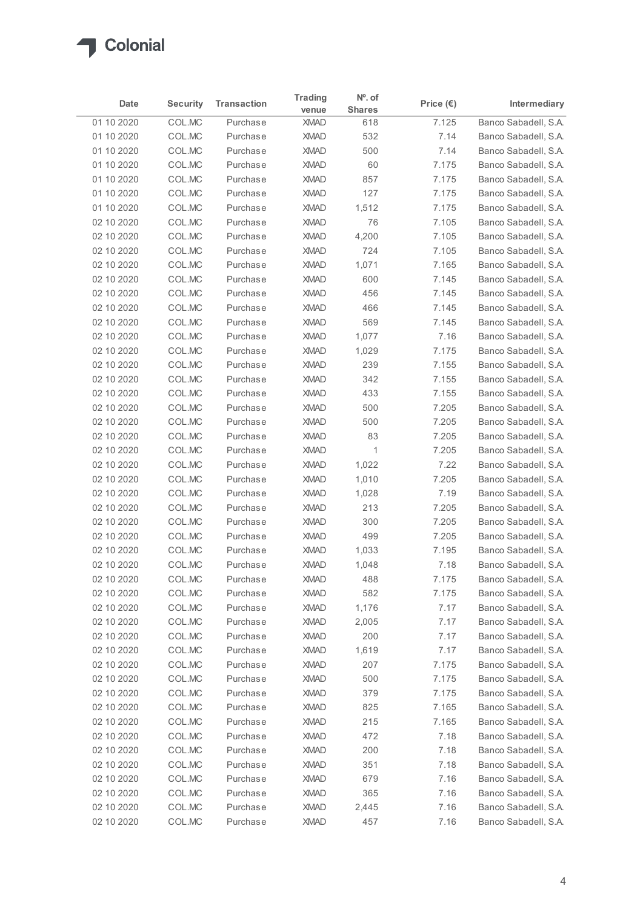# Colonial

| Date | Security | Transaction | Trading venue | Nº. of Shares | Price (€) | Intermediary |
|---|---|---|---|---|---|---|
| 01 10 2020 | COL.MC | Purchase | XMAD | 618 | 7.125 | Banco Sabadell, S.A. |
| 01 10 2020 | COL.MC | Purchase | XMAD | 532 | 7.14 | Banco Sabadell, S.A. |
| 01 10 2020 | COL.MC | Purchase | XMAD | 500 | 7.14 | Banco Sabadell, S.A. |
| 01 10 2020 | COL.MC | Purchase | XMAD | 60 | 7.175 | Banco Sabadell, S.A. |
| 01 10 2020 | COL.MC | Purchase | XMAD | 857 | 7.175 | Banco Sabadell, S.A. |
| 01 10 2020 | COL.MC | Purchase | XMAD | 127 | 7.175 | Banco Sabadell, S.A. |
| 01 10 2020 | COL.MC | Purchase | XMAD | 1,512 | 7.175 | Banco Sabadell, S.A. |
| 02 10 2020 | COL.MC | Purchase | XMAD | 76 | 7.105 | Banco Sabadell, S.A. |
| 02 10 2020 | COL.MC | Purchase | XMAD | 4,200 | 7.105 | Banco Sabadell, S.A. |
| 02 10 2020 | COL.MC | Purchase | XMAD | 724 | 7.105 | Banco Sabadell, S.A. |
| 02 10 2020 | COL.MC | Purchase | XMAD | 1,071 | 7.165 | Banco Sabadell, S.A. |
| 02 10 2020 | COL.MC | Purchase | XMAD | 600 | 7.145 | Banco Sabadell, S.A. |
| 02 10 2020 | COL.MC | Purchase | XMAD | 456 | 7.145 | Banco Sabadell, S.A. |
| 02 10 2020 | COL.MC | Purchase | XMAD | 466 | 7.145 | Banco Sabadell, S.A. |
| 02 10 2020 | COL.MC | Purchase | XMAD | 569 | 7.145 | Banco Sabadell, S.A. |
| 02 10 2020 | COL.MC | Purchase | XMAD | 1,077 | 7.16 | Banco Sabadell, S.A. |
| 02 10 2020 | COL.MC | Purchase | XMAD | 1,029 | 7.175 | Banco Sabadell, S.A. |
| 02 10 2020 | COL.MC | Purchase | XMAD | 239 | 7.155 | Banco Sabadell, S.A. |
| 02 10 2020 | COL.MC | Purchase | XMAD | 342 | 7.155 | Banco Sabadell, S.A. |
| 02 10 2020 | COL.MC | Purchase | XMAD | 433 | 7.155 | Banco Sabadell, S.A. |
| 02 10 2020 | COL.MC | Purchase | XMAD | 500 | 7.205 | Banco Sabadell, S.A. |
| 02 10 2020 | COL.MC | Purchase | XMAD | 500 | 7.205 | Banco Sabadell, S.A. |
| 02 10 2020 | COL.MC | Purchase | XMAD | 83 | 7.205 | Banco Sabadell, S.A. |
| 02 10 2020 | COL.MC | Purchase | XMAD | 1 | 7.205 | Banco Sabadell, S.A. |
| 02 10 2020 | COL.MC | Purchase | XMAD | 1,022 | 7.22 | Banco Sabadell, S.A. |
| 02 10 2020 | COL.MC | Purchase | XMAD | 1,010 | 7.205 | Banco Sabadell, S.A. |
| 02 10 2020 | COL.MC | Purchase | XMAD | 1,028 | 7.19 | Banco Sabadell, S.A. |
| 02 10 2020 | COL.MC | Purchase | XMAD | 213 | 7.205 | Banco Sabadell, S.A. |
| 02 10 2020 | COL.MC | Purchase | XMAD | 300 | 7.205 | Banco Sabadell, S.A. |
| 02 10 2020 | COL.MC | Purchase | XMAD | 499 | 7.205 | Banco Sabadell, S.A. |
| 02 10 2020 | COL.MC | Purchase | XMAD | 1,033 | 7.195 | Banco Sabadell, S.A. |
| 02 10 2020 | COL.MC | Purchase | XMAD | 1,048 | 7.18 | Banco Sabadell, S.A. |
| 02 10 2020 | COL.MC | Purchase | XMAD | 488 | 7.175 | Banco Sabadell, S.A. |
| 02 10 2020 | COL.MC | Purchase | XMAD | 582 | 7.175 | Banco Sabadell, S.A. |
| 02 10 2020 | COL.MC | Purchase | XMAD | 1,176 | 7.17 | Banco Sabadell, S.A. |
| 02 10 2020 | COL.MC | Purchase | XMAD | 2,005 | 7.17 | Banco Sabadell, S.A. |
| 02 10 2020 | COL.MC | Purchase | XMAD | 200 | 7.17 | Banco Sabadell, S.A. |
| 02 10 2020 | COL.MC | Purchase | XMAD | 1,619 | 7.17 | Banco Sabadell, S.A. |
| 02 10 2020 | COL.MC | Purchase | XMAD | 207 | 7.175 | Banco Sabadell, S.A. |
| 02 10 2020 | COL.MC | Purchase | XMAD | 500 | 7.175 | Banco Sabadell, S.A. |
| 02 10 2020 | COL.MC | Purchase | XMAD | 379 | 7.175 | Banco Sabadell, S.A. |
| 02 10 2020 | COL.MC | Purchase | XMAD | 825 | 7.165 | Banco Sabadell, S.A. |
| 02 10 2020 | COL.MC | Purchase | XMAD | 215 | 7.165 | Banco Sabadell, S.A. |
| 02 10 2020 | COL.MC | Purchase | XMAD | 472 | 7.18 | Banco Sabadell, S.A. |
| 02 10 2020 | COL.MC | Purchase | XMAD | 200 | 7.18 | Banco Sabadell, S.A. |
| 02 10 2020 | COL.MC | Purchase | XMAD | 351 | 7.18 | Banco Sabadell, S.A. |
| 02 10 2020 | COL.MC | Purchase | XMAD | 679 | 7.16 | Banco Sabadell, S.A. |
| 02 10 2020 | COL.MC | Purchase | XMAD | 365 | 7.16 | Banco Sabadell, S.A. |
| 02 10 2020 | COL.MC | Purchase | XMAD | 2,445 | 7.16 | Banco Sabadell, S.A. |
| 02 10 2020 | COL.MC | Purchase | XMAD | 457 | 7.16 | Banco Sabadell, S.A. |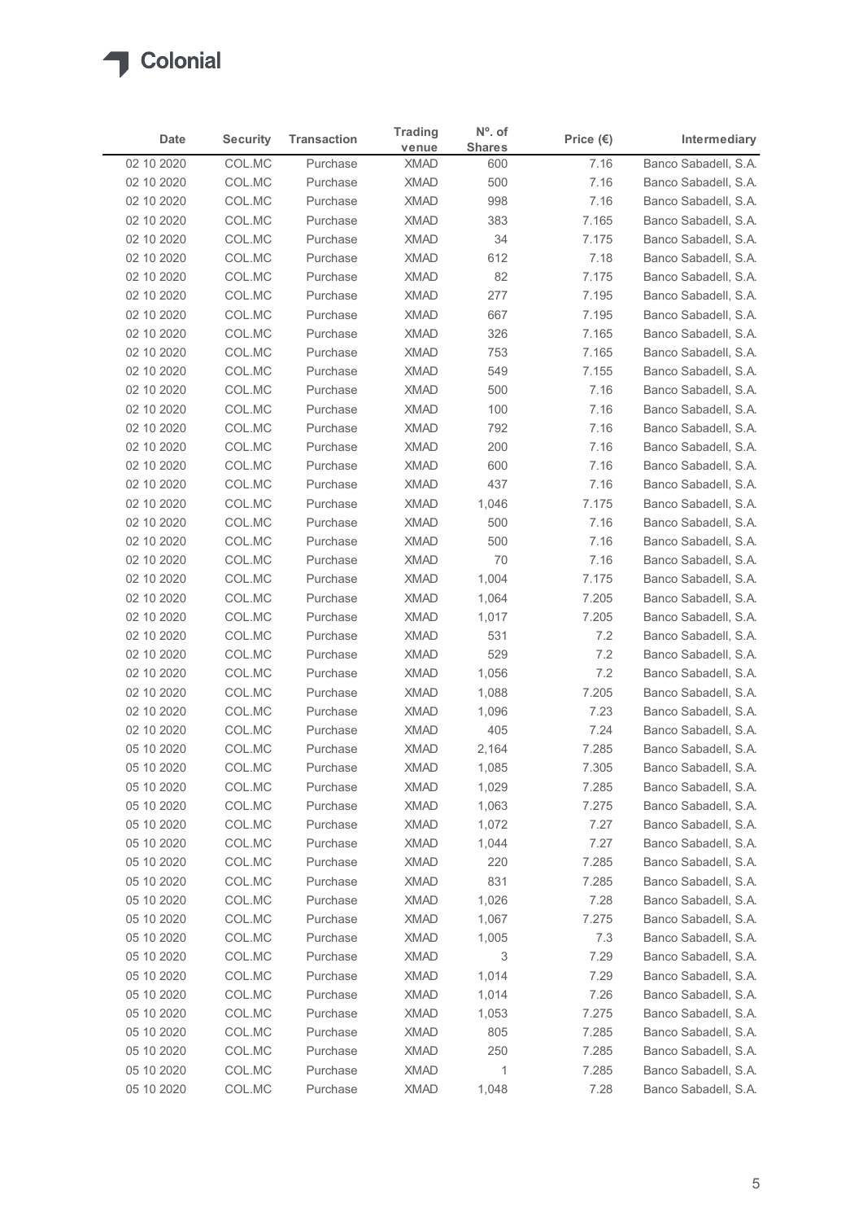| Date | Security | Transaction | Trading venue | Nº. of Shares | Price (€) | Intermediary |
|---|---|---|---|---|---|---|
| 02 10 2020 | COL.MC | Purchase | XMAD | 600 | 7.16 | Banco Sabadell, S.A. |
| 02 10 2020 | COL.MC | Purchase | XMAD | 500 | 7.16 | Banco Sabadell, S.A. |
| 02 10 2020 | COL.MC | Purchase | XMAD | 998 | 7.16 | Banco Sabadell, S.A. |
| 02 10 2020 | COL.MC | Purchase | XMAD | 383 | 7.165 | Banco Sabadell, S.A. |
| 02 10 2020 | COL.MC | Purchase | XMAD | 34 | 7.175 | Banco Sabadell, S.A. |
| 02 10 2020 | COL.MC | Purchase | XMAD | 612 | 7.18 | Banco Sabadell, S.A. |
| 02 10 2020 | COL.MC | Purchase | XMAD | 82 | 7.175 | Banco Sabadell, S.A. |
| 02 10 2020 | COL.MC | Purchase | XMAD | 277 | 7.195 | Banco Sabadell, S.A. |
| 02 10 2020 | COL.MC | Purchase | XMAD | 667 | 7.195 | Banco Sabadell, S.A. |
| 02 10 2020 | COL.MC | Purchase | XMAD | 326 | 7.165 | Banco Sabadell, S.A. |
| 02 10 2020 | COL.MC | Purchase | XMAD | 753 | 7.165 | Banco Sabadell, S.A. |
| 02 10 2020 | COL.MC | Purchase | XMAD | 549 | 7.155 | Banco Sabadell, S.A. |
| 02 10 2020 | COL.MC | Purchase | XMAD | 500 | 7.16 | Banco Sabadell, S.A. |
| 02 10 2020 | COL.MC | Purchase | XMAD | 100 | 7.16 | Banco Sabadell, S.A. |
| 02 10 2020 | COL.MC | Purchase | XMAD | 792 | 7.16 | Banco Sabadell, S.A. |
| 02 10 2020 | COL.MC | Purchase | XMAD | 200 | 7.16 | Banco Sabadell, S.A. |
| 02 10 2020 | COL.MC | Purchase | XMAD | 600 | 7.16 | Banco Sabadell, S.A. |
| 02 10 2020 | COL.MC | Purchase | XMAD | 437 | 7.16 | Banco Sabadell, S.A. |
| 02 10 2020 | COL.MC | Purchase | XMAD | 1,046 | 7.175 | Banco Sabadell, S.A. |
| 02 10 2020 | COL.MC | Purchase | XMAD | 500 | 7.16 | Banco Sabadell, S.A. |
| 02 10 2020 | COL.MC | Purchase | XMAD | 500 | 7.16 | Banco Sabadell, S.A. |
| 02 10 2020 | COL.MC | Purchase | XMAD | 70 | 7.16 | Banco Sabadell, S.A. |
| 02 10 2020 | COL.MC | Purchase | XMAD | 1,004 | 7.175 | Banco Sabadell, S.A. |
| 02 10 2020 | COL.MC | Purchase | XMAD | 1,064 | 7.205 | Banco Sabadell, S.A. |
| 02 10 2020 | COL.MC | Purchase | XMAD | 1,017 | 7.205 | Banco Sabadell, S.A. |
| 02 10 2020 | COL.MC | Purchase | XMAD | 531 | 7.2 | Banco Sabadell, S.A. |
| 02 10 2020 | COL.MC | Purchase | XMAD | 529 | 7.2 | Banco Sabadell, S.A. |
| 02 10 2020 | COL.MC | Purchase | XMAD | 1,056 | 7.2 | Banco Sabadell, S.A. |
| 02 10 2020 | COL.MC | Purchase | XMAD | 1,088 | 7.205 | Banco Sabadell, S.A. |
| 02 10 2020 | COL.MC | Purchase | XMAD | 1,096 | 7.23 | Banco Sabadell, S.A. |
| 02 10 2020 | COL.MC | Purchase | XMAD | 405 | 7.24 | Banco Sabadell, S.A. |
| 05 10 2020 | COL.MC | Purchase | XMAD | 2,164 | 7.285 | Banco Sabadell, S.A. |
| 05 10 2020 | COL.MC | Purchase | XMAD | 1,085 | 7.305 | Banco Sabadell, S.A. |
| 05 10 2020 | COL.MC | Purchase | XMAD | 1,029 | 7.285 | Banco Sabadell, S.A. |
| 05 10 2020 | COL.MC | Purchase | XMAD | 1,063 | 7.275 | Banco Sabadell, S.A. |
| 05 10 2020 | COL.MC | Purchase | XMAD | 1,072 | 7.27 | Banco Sabadell, S.A. |
| 05 10 2020 | COL.MC | Purchase | XMAD | 1,044 | 7.27 | Banco Sabadell, S.A. |
| 05 10 2020 | COL.MC | Purchase | XMAD | 220 | 7.285 | Banco Sabadell, S.A. |
| 05 10 2020 | COL.MC | Purchase | XMAD | 831 | 7.285 | Banco Sabadell, S.A. |
| 05 10 2020 | COL.MC | Purchase | XMAD | 1,026 | 7.28 | Banco Sabadell, S.A. |
| 05 10 2020 | COL.MC | Purchase | XMAD | 1,067 | 7.275 | Banco Sabadell, S.A. |
| 05 10 2020 | COL.MC | Purchase | XMAD | 1,005 | 7.3 | Banco Sabadell, S.A. |
| 05 10 2020 | COL.MC | Purchase | XMAD | 3 | 7.29 | Banco Sabadell, S.A. |
| 05 10 2020 | COL.MC | Purchase | XMAD | 1,014 | 7.29 | Banco Sabadell, S.A. |
| 05 10 2020 | COL.MC | Purchase | XMAD | 1,014 | 7.26 | Banco Sabadell, S.A. |
| 05 10 2020 | COL.MC | Purchase | XMAD | 1,053 | 7.275 | Banco Sabadell, S.A. |
| 05 10 2020 | COL.MC | Purchase | XMAD | 805 | 7.285 | Banco Sabadell, S.A. |
| 05 10 2020 | COL.MC | Purchase | XMAD | 250 | 7.285 | Banco Sabadell, S.A. |
| 05 10 2020 | COL.MC | Purchase | XMAD | 1 | 7.285 | Banco Sabadell, S.A. |
| 05 10 2020 | COL.MC | Purchase | XMAD | 1,048 | 7.28 | Banco Sabadell, S.A. |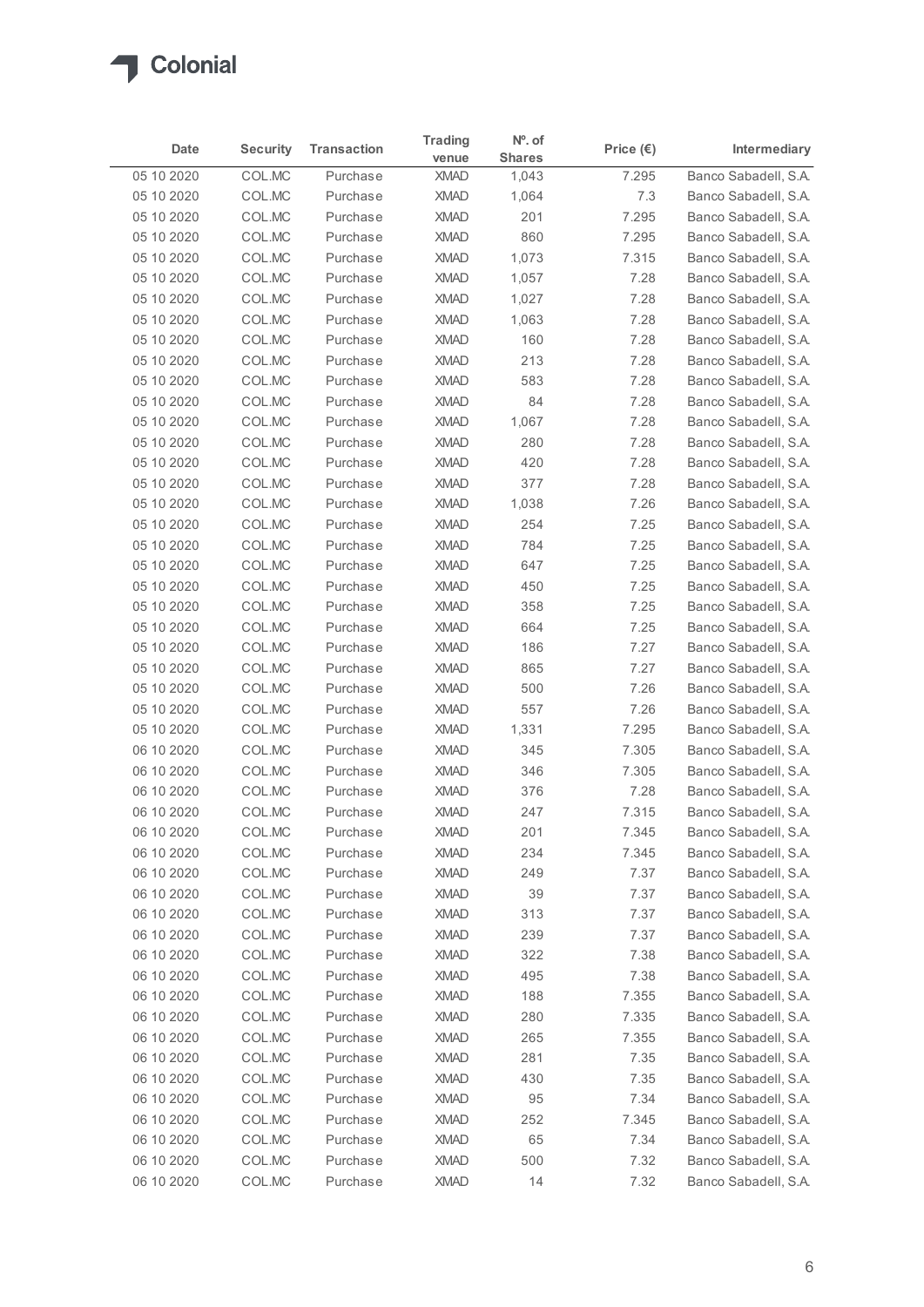# Colonial

| Date | Security | Transaction | Trading venue | Nº. of Shares | Price (€) | Intermediary |
|---|---|---|---|---|---|---|
| 05 10 2020 | COL.MC | Purchase | XMAD | 1,043 | 7.295 | Banco Sabadell, S.A. |
| 05 10 2020 | COL.MC | Purchase | XMAD | 1,064 | 7.3 | Banco Sabadell, S.A. |
| 05 10 2020 | COL.MC | Purchase | XMAD | 201 | 7.295 | Banco Sabadell, S.A. |
| 05 10 2020 | COL.MC | Purchase | XMAD | 860 | 7.295 | Banco Sabadell, S.A. |
| 05 10 2020 | COL.MC | Purchase | XMAD | 1,073 | 7.315 | Banco Sabadell, S.A. |
| 05 10 2020 | COL.MC | Purchase | XMAD | 1,057 | 7.28 | Banco Sabadell, S.A. |
| 05 10 2020 | COL.MC | Purchase | XMAD | 1,027 | 7.28 | Banco Sabadell, S.A. |
| 05 10 2020 | COL.MC | Purchase | XMAD | 1,063 | 7.28 | Banco Sabadell, S.A. |
| 05 10 2020 | COL.MC | Purchase | XMAD | 160 | 7.28 | Banco Sabadell, S.A. |
| 05 10 2020 | COL.MC | Purchase | XMAD | 213 | 7.28 | Banco Sabadell, S.A. |
| 05 10 2020 | COL.MC | Purchase | XMAD | 583 | 7.28 | Banco Sabadell, S.A. |
| 05 10 2020 | COL.MC | Purchase | XMAD | 84 | 7.28 | Banco Sabadell, S.A. |
| 05 10 2020 | COL.MC | Purchase | XMAD | 1,067 | 7.28 | Banco Sabadell, S.A. |
| 05 10 2020 | COL.MC | Purchase | XMAD | 280 | 7.28 | Banco Sabadell, S.A. |
| 05 10 2020 | COL.MC | Purchase | XMAD | 420 | 7.28 | Banco Sabadell, S.A. |
| 05 10 2020 | COL.MC | Purchase | XMAD | 377 | 7.28 | Banco Sabadell, S.A. |
| 05 10 2020 | COL.MC | Purchase | XMAD | 1,038 | 7.26 | Banco Sabadell, S.A. |
| 05 10 2020 | COL.MC | Purchase | XMAD | 254 | 7.25 | Banco Sabadell, S.A. |
| 05 10 2020 | COL.MC | Purchase | XMAD | 784 | 7.25 | Banco Sabadell, S.A. |
| 05 10 2020 | COL.MC | Purchase | XMAD | 647 | 7.25 | Banco Sabadell, S.A. |
| 05 10 2020 | COL.MC | Purchase | XMAD | 450 | 7.25 | Banco Sabadell, S.A. |
| 05 10 2020 | COL.MC | Purchase | XMAD | 358 | 7.25 | Banco Sabadell, S.A. |
| 05 10 2020 | COL.MC | Purchase | XMAD | 664 | 7.25 | Banco Sabadell, S.A. |
| 05 10 2020 | COL.MC | Purchase | XMAD | 186 | 7.27 | Banco Sabadell, S.A. |
| 05 10 2020 | COL.MC | Purchase | XMAD | 865 | 7.27 | Banco Sabadell, S.A. |
| 05 10 2020 | COL.MC | Purchase | XMAD | 500 | 7.26 | Banco Sabadell, S.A. |
| 05 10 2020 | COL.MC | Purchase | XMAD | 557 | 7.26 | Banco Sabadell, S.A. |
| 05 10 2020 | COL.MC | Purchase | XMAD | 1,331 | 7.295 | Banco Sabadell, S.A. |
| 06 10 2020 | COL.MC | Purchase | XMAD | 345 | 7.305 | Banco Sabadell, S.A. |
| 06 10 2020 | COL.MC | Purchase | XMAD | 346 | 7.305 | Banco Sabadell, S.A. |
| 06 10 2020 | COL.MC | Purchase | XMAD | 376 | 7.28 | Banco Sabadell, S.A. |
| 06 10 2020 | COL.MC | Purchase | XMAD | 247 | 7.315 | Banco Sabadell, S.A. |
| 06 10 2020 | COL.MC | Purchase | XMAD | 201 | 7.345 | Banco Sabadell, S.A. |
| 06 10 2020 | COL.MC | Purchase | XMAD | 234 | 7.345 | Banco Sabadell, S.A. |
| 06 10 2020 | COL.MC | Purchase | XMAD | 249 | 7.37 | Banco Sabadell, S.A. |
| 06 10 2020 | COL.MC | Purchase | XMAD | 39 | 7.37 | Banco Sabadell, S.A. |
| 06 10 2020 | COL.MC | Purchase | XMAD | 313 | 7.37 | Banco Sabadell, S.A. |
| 06 10 2020 | COL.MC | Purchase | XMAD | 239 | 7.37 | Banco Sabadell, S.A. |
| 06 10 2020 | COL.MC | Purchase | XMAD | 322 | 7.38 | Banco Sabadell, S.A. |
| 06 10 2020 | COL.MC | Purchase | XMAD | 495 | 7.38 | Banco Sabadell, S.A. |
| 06 10 2020 | COL.MC | Purchase | XMAD | 188 | 7.355 | Banco Sabadell, S.A. |
| 06 10 2020 | COL.MC | Purchase | XMAD | 280 | 7.335 | Banco Sabadell, S.A. |
| 06 10 2020 | COL.MC | Purchase | XMAD | 265 | 7.355 | Banco Sabadell, S.A. |
| 06 10 2020 | COL.MC | Purchase | XMAD | 281 | 7.35 | Banco Sabadell, S.A. |
| 06 10 2020 | COL.MC | Purchase | XMAD | 430 | 7.35 | Banco Sabadell, S.A. |
| 06 10 2020 | COL.MC | Purchase | XMAD | 95 | 7.34 | Banco Sabadell, S.A. |
| 06 10 2020 | COL.MC | Purchase | XMAD | 252 | 7.345 | Banco Sabadell, S.A. |
| 06 10 2020 | COL.MC | Purchase | XMAD | 65 | 7.34 | Banco Sabadell, S.A. |
| 06 10 2020 | COL.MC | Purchase | XMAD | 500 | 7.32 | Banco Sabadell, S.A. |
| 06 10 2020 | COL.MC | Purchase | XMAD | 14 | 7.32 | Banco Sabadell, S.A. |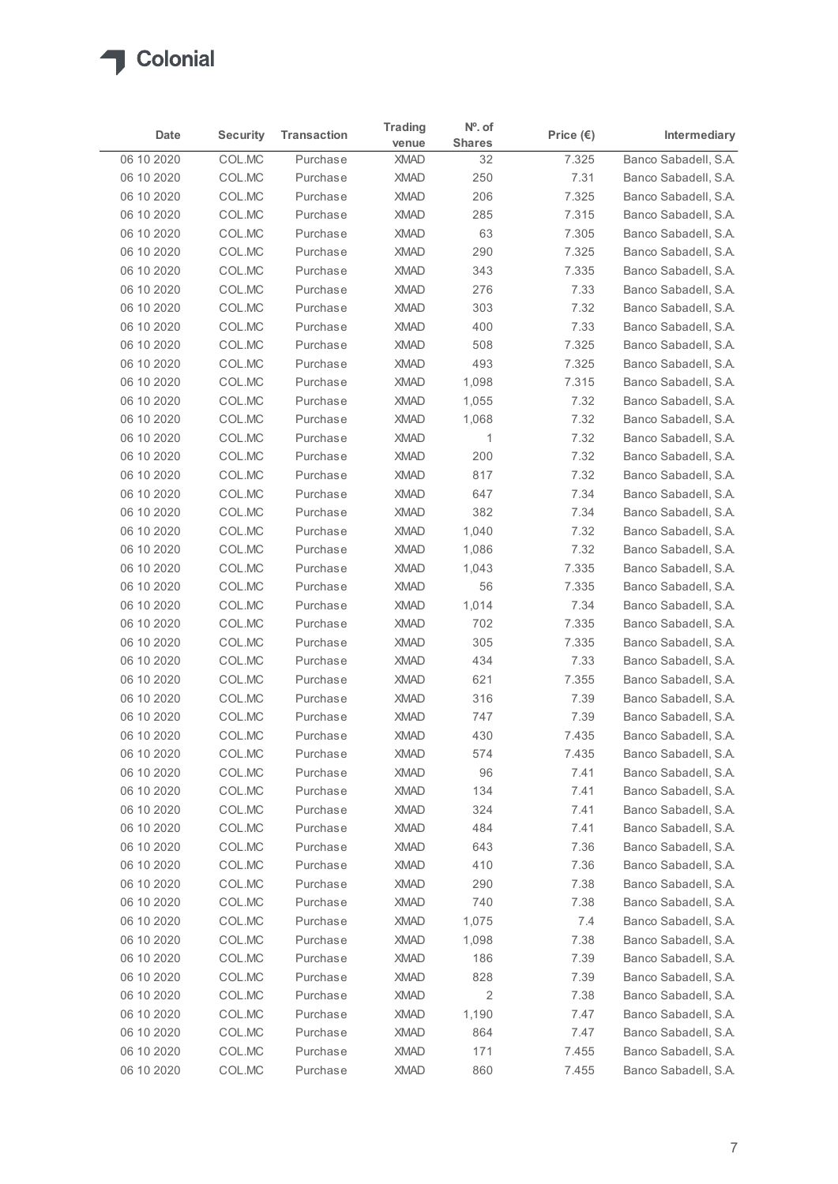| Date | Security | Transaction | Trading venue | Nº. of Shares | Price (€) | Intermediary |
|---|---|---|---|---|---|---|
| 06 10 2020 | COL.MC | Purchase | XMAD | 32 | 7.325 | Banco Sabadell, S.A. |
| 06 10 2020 | COL.MC | Purchase | XMAD | 250 | 7.31 | Banco Sabadell, S.A. |
| 06 10 2020 | COL.MC | Purchase | XMAD | 206 | 7.325 | Banco Sabadell, S.A. |
| 06 10 2020 | COL.MC | Purchase | XMAD | 285 | 7.315 | Banco Sabadell, S.A. |
| 06 10 2020 | COL.MC | Purchase | XMAD | 63 | 7.305 | Banco Sabadell, S.A. |
| 06 10 2020 | COL.MC | Purchase | XMAD | 290 | 7.325 | Banco Sabadell, S.A. |
| 06 10 2020 | COL.MC | Purchase | XMAD | 343 | 7.335 | Banco Sabadell, S.A. |
| 06 10 2020 | COL.MC | Purchase | XMAD | 276 | 7.33 | Banco Sabadell, S.A. |
| 06 10 2020 | COL.MC | Purchase | XMAD | 303 | 7.32 | Banco Sabadell, S.A. |
| 06 10 2020 | COL.MC | Purchase | XMAD | 400 | 7.33 | Banco Sabadell, S.A. |
| 06 10 2020 | COL.MC | Purchase | XMAD | 508 | 7.325 | Banco Sabadell, S.A. |
| 06 10 2020 | COL.MC | Purchase | XMAD | 493 | 7.325 | Banco Sabadell, S.A. |
| 06 10 2020 | COL.MC | Purchase | XMAD | 1,098 | 7.315 | Banco Sabadell, S.A. |
| 06 10 2020 | COL.MC | Purchase | XMAD | 1,055 | 7.32 | Banco Sabadell, S.A. |
| 06 10 2020 | COL.MC | Purchase | XMAD | 1,068 | 7.32 | Banco Sabadell, S.A. |
| 06 10 2020 | COL.MC | Purchase | XMAD | 1 | 7.32 | Banco Sabadell, S.A. |
| 06 10 2020 | COL.MC | Purchase | XMAD | 200 | 7.32 | Banco Sabadell, S.A. |
| 06 10 2020 | COL.MC | Purchase | XMAD | 817 | 7.32 | Banco Sabadell, S.A. |
| 06 10 2020 | COL.MC | Purchase | XMAD | 647 | 7.34 | Banco Sabadell, S.A. |
| 06 10 2020 | COL.MC | Purchase | XMAD | 382 | 7.34 | Banco Sabadell, S.A. |
| 06 10 2020 | COL.MC | Purchase | XMAD | 1,040 | 7.32 | Banco Sabadell, S.A. |
| 06 10 2020 | COL.MC | Purchase | XMAD | 1,086 | 7.32 | Banco Sabadell, S.A. |
| 06 10 2020 | COL.MC | Purchase | XMAD | 1,043 | 7.335 | Banco Sabadell, S.A. |
| 06 10 2020 | COL.MC | Purchase | XMAD | 56 | 7.335 | Banco Sabadell, S.A. |
| 06 10 2020 | COL.MC | Purchase | XMAD | 1,014 | 7.34 | Banco Sabadell, S.A. |
| 06 10 2020 | COL.MC | Purchase | XMAD | 702 | 7.335 | Banco Sabadell, S.A. |
| 06 10 2020 | COL.MC | Purchase | XMAD | 305 | 7.335 | Banco Sabadell, S.A. |
| 06 10 2020 | COL.MC | Purchase | XMAD | 434 | 7.33 | Banco Sabadell, S.A. |
| 06 10 2020 | COL.MC | Purchase | XMAD | 621 | 7.355 | Banco Sabadell, S.A. |
| 06 10 2020 | COL.MC | Purchase | XMAD | 316 | 7.39 | Banco Sabadell, S.A. |
| 06 10 2020 | COL.MC | Purchase | XMAD | 747 | 7.39 | Banco Sabadell, S.A. |
| 06 10 2020 | COL.MC | Purchase | XMAD | 430 | 7.435 | Banco Sabadell, S.A. |
| 06 10 2020 | COL.MC | Purchase | XMAD | 574 | 7.435 | Banco Sabadell, S.A. |
| 06 10 2020 | COL.MC | Purchase | XMAD | 96 | 7.41 | Banco Sabadell, S.A. |
| 06 10 2020 | COL.MC | Purchase | XMAD | 134 | 7.41 | Banco Sabadell, S.A. |
| 06 10 2020 | COL.MC | Purchase | XMAD | 324 | 7.41 | Banco Sabadell, S.A. |
| 06 10 2020 | COL.MC | Purchase | XMAD | 484 | 7.41 | Banco Sabadell, S.A. |
| 06 10 2020 | COL.MC | Purchase | XMAD | 643 | 7.36 | Banco Sabadell, S.A. |
| 06 10 2020 | COL.MC | Purchase | XMAD | 410 | 7.36 | Banco Sabadell, S.A. |
| 06 10 2020 | COL.MC | Purchase | XMAD | 290 | 7.38 | Banco Sabadell, S.A. |
| 06 10 2020 | COL.MC | Purchase | XMAD | 740 | 7.38 | Banco Sabadell, S.A. |
| 06 10 2020 | COL.MC | Purchase | XMAD | 1,075 | 7.4 | Banco Sabadell, S.A. |
| 06 10 2020 | COL.MC | Purchase | XMAD | 1,098 | 7.38 | Banco Sabadell, S.A. |
| 06 10 2020 | COL.MC | Purchase | XMAD | 186 | 7.39 | Banco Sabadell, S.A. |
| 06 10 2020 | COL.MC | Purchase | XMAD | 828 | 7.39 | Banco Sabadell, S.A. |
| 06 10 2020 | COL.MC | Purchase | XMAD | 2 | 7.38 | Banco Sabadell, S.A. |
| 06 10 2020 | COL.MC | Purchase | XMAD | 1,190 | 7.47 | Banco Sabadell, S.A. |
| 06 10 2020 | COL.MC | Purchase | XMAD | 864 | 7.47 | Banco Sabadell, S.A. |
| 06 10 2020 | COL.MC | Purchase | XMAD | 171 | 7.455 | Banco Sabadell, S.A. |
| 06 10 2020 | COL.MC | Purchase | XMAD | 860 | 7.455 | Banco Sabadell, S.A. |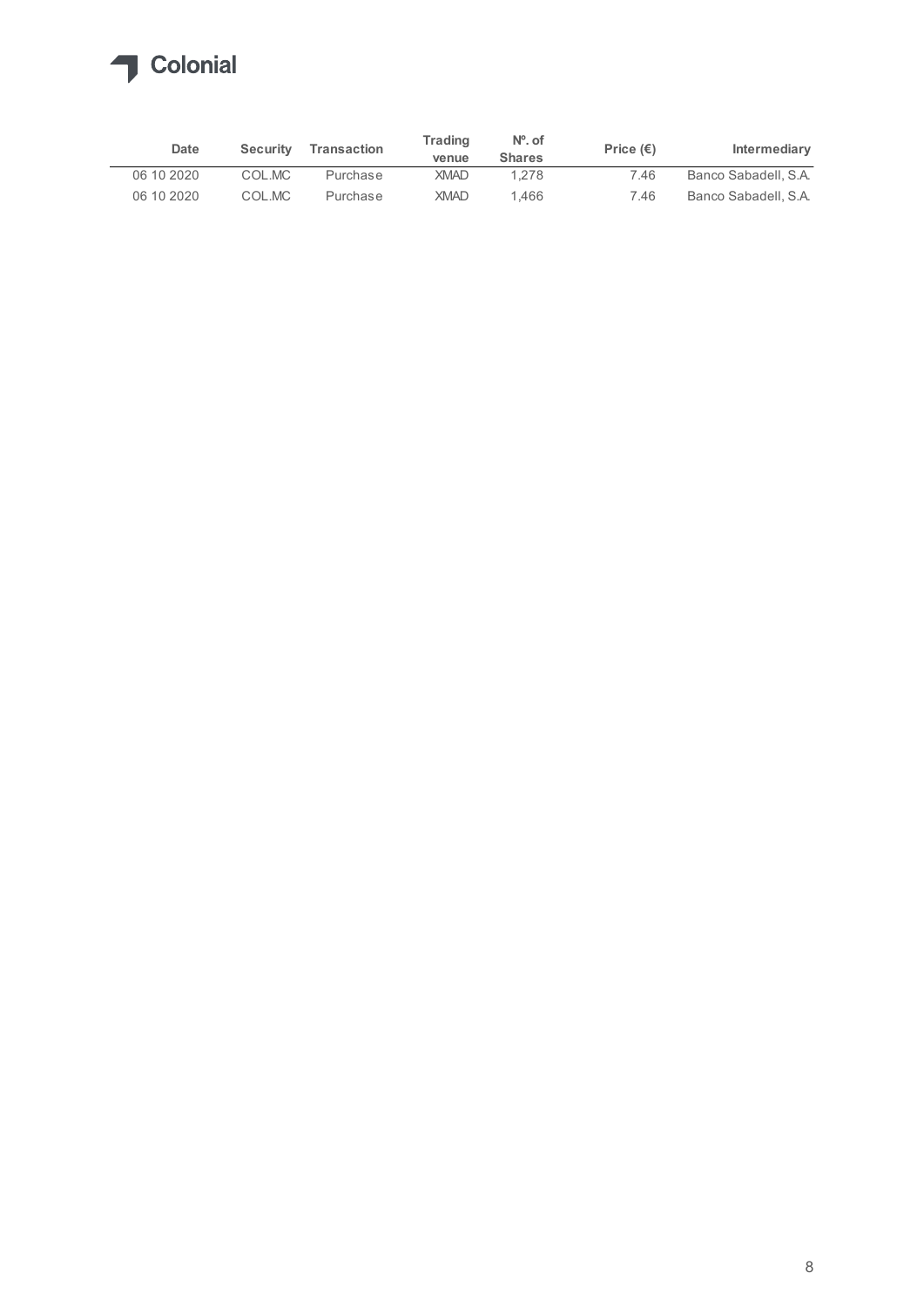| Date | Security | Transaction | Trading venue | Nº. of Shares | Price (€) | Intermediary |
|---|---|---|---|---|---|---|
| 06 10 2020 | COL.MC | Purchase | XMAD | 1,278 | 7.46 | Banco Sabadell, S.A. |
| 06 10 2020 | COL.MC | Purchase | XMAD | 1,466 | 7.46 | Banco Sabadell, S.A. |